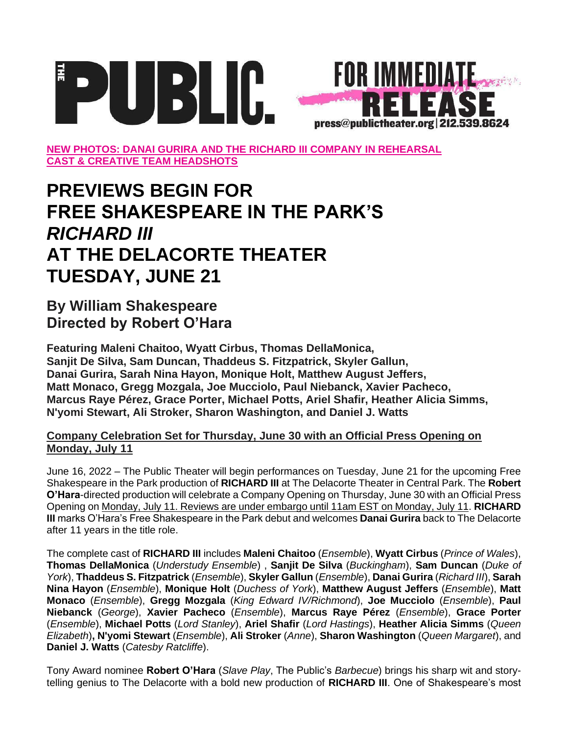THE PUBLIC. FOR IMMEDIATE RELEASE press@publictheater.org | 212.539.8624

**NEW PHOTOS: DANAI GURIRA AND THE RICHARD III COMPANY IN REHEARSAL**
**CAST & CREATIVE TEAM HEADSHOTS**

# PREVIEWS BEGIN FOR FREE SHAKESPEARE IN THE PARK'S *RICHARD III* AT THE DELACORTE THEATER TUESDAY, JUNE 21

## By William Shakespeare
## Directed by Robert O'Hara

**Featuring Maleni Chaitoo, Wyatt Cirbus, Thomas DellaMonica, Sanjit De Silva, Sam Duncan, Thaddeus S. Fitzpatrick, Skyler Gallun, Danai Gurira, Sarah Nina Hayon, Monique Holt, Matthew August Jeffers, Matt Monaco, Gregg Mozgala, Joe Mucciolo, Paul Niebanck, Xavier Pacheco, Marcus Raye Pérez, Grace Porter, Michael Potts, Ariel Shafir, Heather Alicia Simms, N'yomi Stewart, Ali Stroker, Sharon Washington, and Daniel J. Watts**

**Company Celebration Set for Thursday, June 30 with an Official Press Opening on Monday, July 11**

June 16, 2022 – The Public Theater will begin performances on Tuesday, June 21 for the upcoming Free Shakespeare in the Park production of **RICHARD III** at The Delacorte Theater in Central Park. The **Robert O'Hara**-directed production will celebrate a Company Opening on Thursday, June 30 with an Official Press Opening on Monday, July 11. Reviews are under embargo until 11am EST on Monday, July 11. **RICHARD III** marks O'Hara's Free Shakespeare in the Park debut and welcomes **Danai Gurira** back to The Delacorte after 11 years in the title role.

The complete cast of **RICHARD III** includes **Maleni Chaitoo** (*Ensemble*), **Wyatt Cirbus** (*Prince of Wales*), **Thomas DellaMonica** (*Understudy Ensemble*) , **Sanjit De Silva** (*Buckingham*), **Sam Duncan** (*Duke of York*), **Thaddeus S. Fitzpatrick** (*Ensemble*), **Skyler Gallun** (*Ensemble*), **Danai Gurira** (*Richard III*), **Sarah Nina Hayon** (*Ensemble*), **Monique Holt** (*Duchess of York*), **Matthew August Jeffers** (*Ensemble*), **Matt Monaco** (*Ensemble*), **Gregg Mozgala** (*King Edward IV/Richmond*), **Joe Mucciolo** (*Ensemble*), **Paul Niebanck** (*George*), **Xavier Pacheco** (*Ensemble*), **Marcus Raye Pérez** (*Ensemble*), **Grace Porter** (*Ensemble*), **Michael Potts** (*Lord Stanley*), **Ariel Shafir** (*Lord Hastings*), **Heather Alicia Simms** (*Queen Elizabeth*)**, N'yomi Stewart** (*Ensemble*), **Ali Stroker** (*Anne*), **Sharon Washington** (*Queen Margaret*), and **Daniel J. Watts** (*Catesby Ratcliffe*).

Tony Award nominee **Robert O'Hara** (*Slave Play*, The Public's *Barbecue*) brings his sharp wit and story-telling genius to The Delacorte with a bold new production of **RICHARD III**. One of Shakespeare's most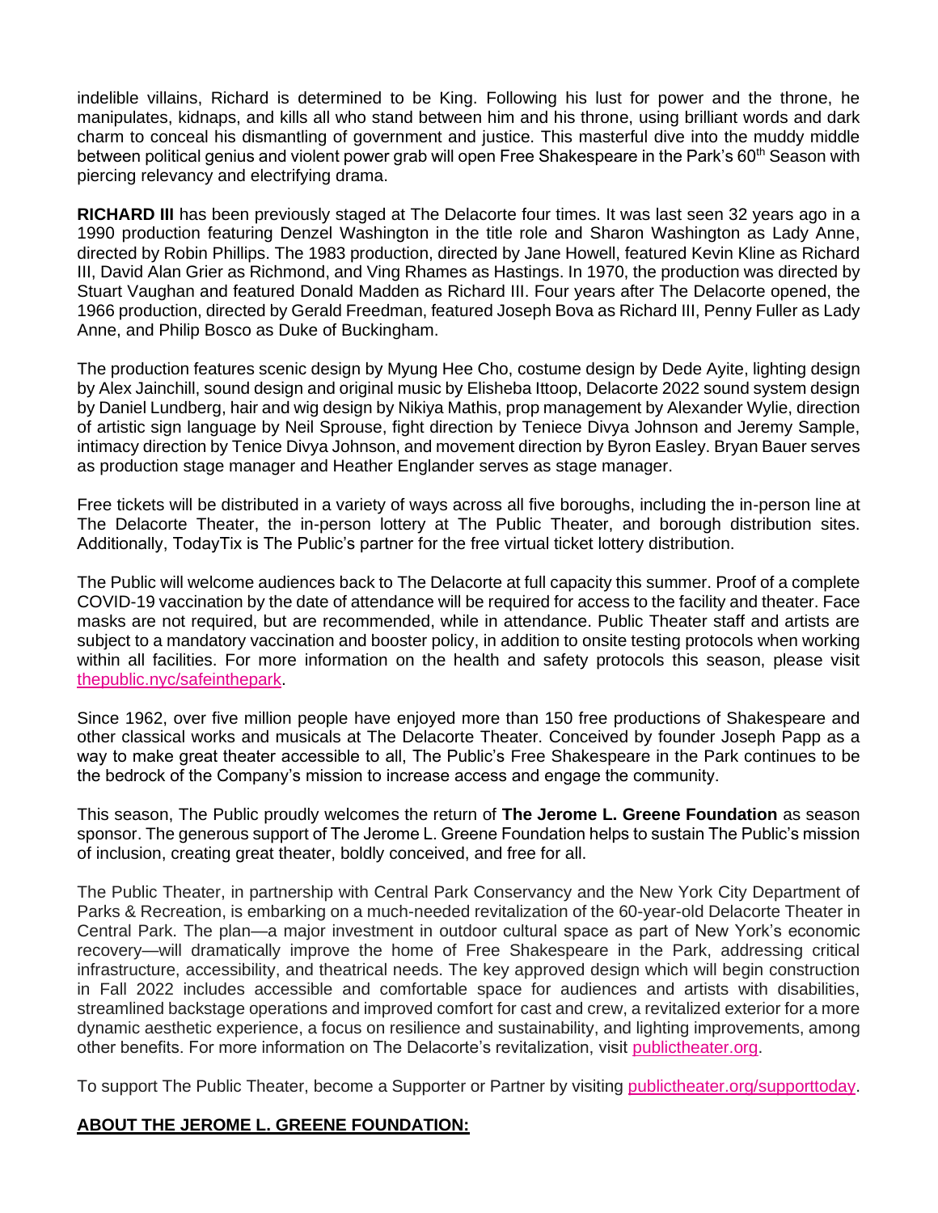indelible villains, Richard is determined to be King. Following his lust for power and the throne, he manipulates, kidnaps, and kills all who stand between him and his throne, using brilliant words and dark charm to conceal his dismantling of government and justice. This masterful dive into the muddy middle between political genius and violent power grab will open Free Shakespeare in the Park's 60th Season with piercing relevancy and electrifying drama.

**RICHARD III** has been previously staged at The Delacorte four times. It was last seen 32 years ago in a 1990 production featuring Denzel Washington in the title role and Sharon Washington as Lady Anne, directed by Robin Phillips. The 1983 production, directed by Jane Howell, featured Kevin Kline as Richard III, David Alan Grier as Richmond, and Ving Rhames as Hastings. In 1970, the production was directed by Stuart Vaughan and featured Donald Madden as Richard III. Four years after The Delacorte opened, the 1966 production, directed by Gerald Freedman, featured Joseph Bova as Richard III, Penny Fuller as Lady Anne, and Philip Bosco as Duke of Buckingham.

The production features scenic design by Myung Hee Cho, costume design by Dede Ayite, lighting design by Alex Jainchill, sound design and original music by Elisheba Ittoop, Delacorte 2022 sound system design by Daniel Lundberg, hair and wig design by Nikiya Mathis, prop management by Alexander Wylie, direction of artistic sign language by Neil Sprouse, fight direction by Teniece Divya Johnson and Jeremy Sample, intimacy direction by Tenice Divya Johnson, and movement direction by Byron Easley. Bryan Bauer serves as production stage manager and Heather Englander serves as stage manager.

Free tickets will be distributed in a variety of ways across all five boroughs, including the in-person line at The Delacorte Theater, the in-person lottery at The Public Theater, and borough distribution sites. Additionally, TodayTix is The Public's partner for the free virtual ticket lottery distribution.

The Public will welcome audiences back to The Delacorte at full capacity this summer. Proof of a complete COVID-19 vaccination by the date of attendance will be required for access to the facility and theater. Face masks are not required, but are recommended, while in attendance. Public Theater staff and artists are subject to a mandatory vaccination and booster policy, in addition to onsite testing protocols when working within all facilities. For more information on the health and safety protocols this season, please visit thepublic.nyc/safeinthepark.

Since 1962, over five million people have enjoyed more than 150 free productions of Shakespeare and other classical works and musicals at The Delacorte Theater. Conceived by founder Joseph Papp as a way to make great theater accessible to all, The Public's Free Shakespeare in the Park continues to be the bedrock of the Company's mission to increase access and engage the community.

This season, The Public proudly welcomes the return of **The Jerome L. Greene Foundation** as season sponsor. The generous support of The Jerome L. Greene Foundation helps to sustain The Public's mission of inclusion, creating great theater, boldly conceived, and free for all.

The Public Theater, in partnership with Central Park Conservancy and the New York City Department of Parks & Recreation, is embarking on a much-needed revitalization of the 60-year-old Delacorte Theater in Central Park. The plan—a major investment in outdoor cultural space as part of New York's economic recovery—will dramatically improve the home of Free Shakespeare in the Park, addressing critical infrastructure, accessibility, and theatrical needs. The key approved design which will begin construction in Fall 2022 includes accessible and comfortable space for audiences and artists with disabilities, streamlined backstage operations and improved comfort for cast and crew, a revitalized exterior for a more dynamic aesthetic experience, a focus on resilience and sustainability, and lighting improvements, among other benefits. For more information on The Delacorte's revitalization, visit publictheater.org.

To support The Public Theater, become a Supporter or Partner by visiting publictheater.org/supporttoday.

**ABOUT THE JEROME L. GREENE FOUNDATION:**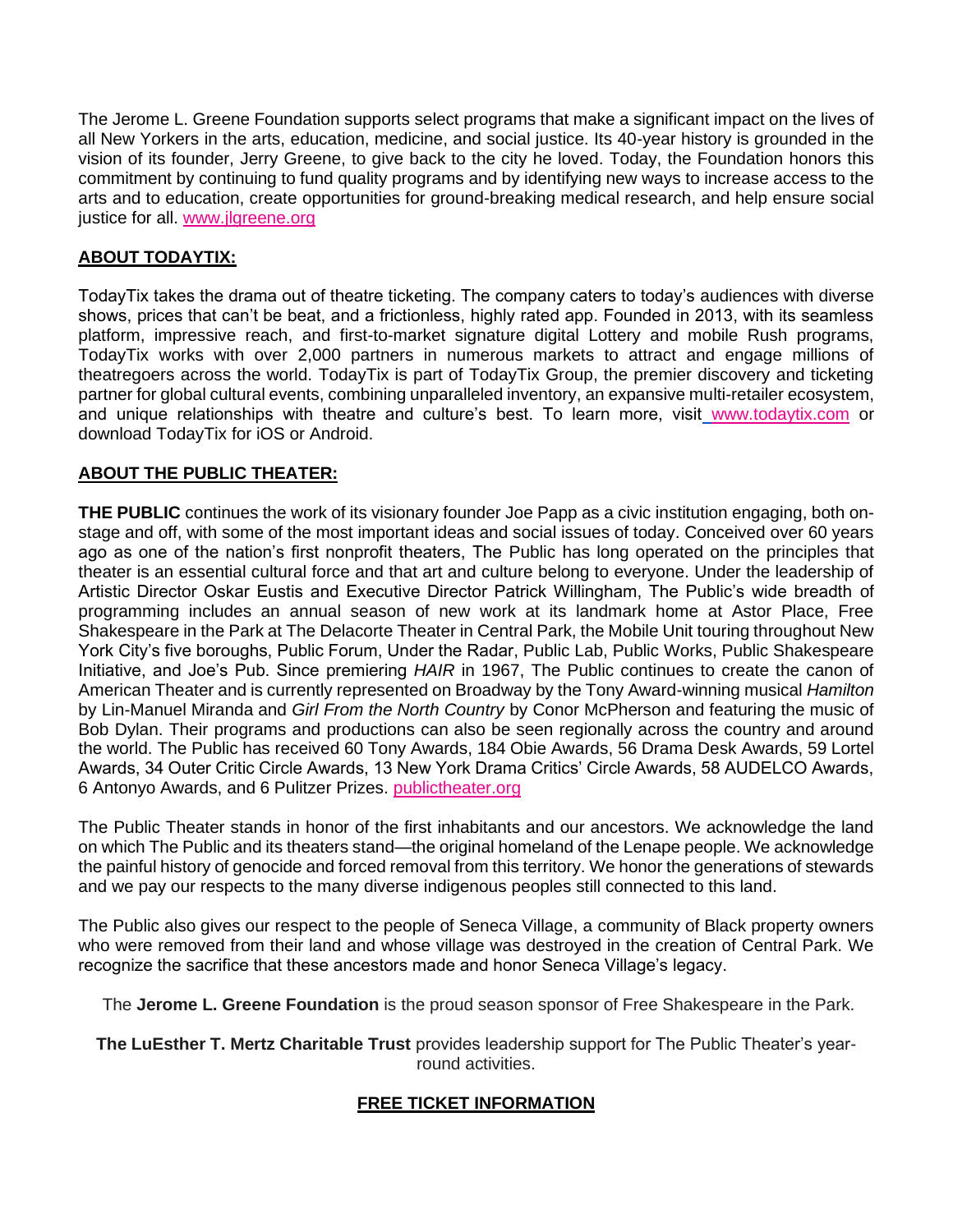The Jerome L. Greene Foundation supports select programs that make a significant impact on the lives of all New Yorkers in the arts, education, medicine, and social justice. Its 40-year history is grounded in the vision of its founder, Jerry Greene, to give back to the city he loved. Today, the Foundation honors this commitment by continuing to fund quality programs and by identifying new ways to increase access to the arts and to education, create opportunities for ground-breaking medical research, and help ensure social justice for all. www.jlgreene.org

## ABOUT TODAYTIX:

TodayTix takes the drama out of theatre ticketing. The company caters to today's audiences with diverse shows, prices that can't be beat, and a frictionless, highly rated app. Founded in 2013, with its seamless platform, impressive reach, and first-to-market signature digital Lottery and mobile Rush programs, TodayTix works with over 2,000 partners in numerous markets to attract and engage millions of theatregoers across the world. TodayTix is part of TodayTix Group, the premier discovery and ticketing partner for global cultural events, combining unparalleled inventory, an expansive multi-retailer ecosystem, and unique relationships with theatre and culture's best. To learn more, visit www.todaytix.com or download TodayTix for iOS or Android.

## ABOUT THE PUBLIC THEATER:

**THE PUBLIC** continues the work of its visionary founder Joe Papp as a civic institution engaging, both on-stage and off, with some of the most important ideas and social issues of today. Conceived over 60 years ago as one of the nation's first nonprofit theaters, The Public has long operated on the principles that theater is an essential cultural force and that art and culture belong to everyone. Under the leadership of Artistic Director Oskar Eustis and Executive Director Patrick Willingham, The Public's wide breadth of programming includes an annual season of new work at its landmark home at Astor Place, Free Shakespeare in the Park at The Delacorte Theater in Central Park, the Mobile Unit touring throughout New York City's five boroughs, Public Forum, Under the Radar, Public Lab, Public Works, Public Shakespeare Initiative, and Joe's Pub. Since premiering *HAIR* in 1967, The Public continues to create the canon of American Theater and is currently represented on Broadway by the Tony Award-winning musical *Hamilton* by Lin-Manuel Miranda and *Girl From the North Country* by Conor McPherson and featuring the music of Bob Dylan. Their programs and productions can also be seen regionally across the country and around the world. The Public has received 60 Tony Awards, 184 Obie Awards, 56 Drama Desk Awards, 59 Lortel Awards, 34 Outer Critic Circle Awards, 13 New York Drama Critics' Circle Awards, 58 AUDELCO Awards, 6 Antonyo Awards, and 6 Pulitzer Prizes. publictheater.org

The Public Theater stands in honor of the first inhabitants and our ancestors. We acknowledge the land on which The Public and its theaters stand—the original homeland of the Lenape people. We acknowledge the painful history of genocide and forced removal from this territory. We honor the generations of stewards and we pay our respects to the many diverse indigenous peoples still connected to this land.

The Public also gives our respect to the people of Seneca Village, a community of Black property owners who were removed from their land and whose village was destroyed in the creation of Central Park. We recognize the sacrifice that these ancestors made and honor Seneca Village's legacy.

The **Jerome L. Greene Foundation** is the proud season sponsor of Free Shakespeare in the Park.

**The LuEsther T. Mertz Charitable Trust** provides leadership support for The Public Theater's year-round activities.

## FREE TICKET INFORMATION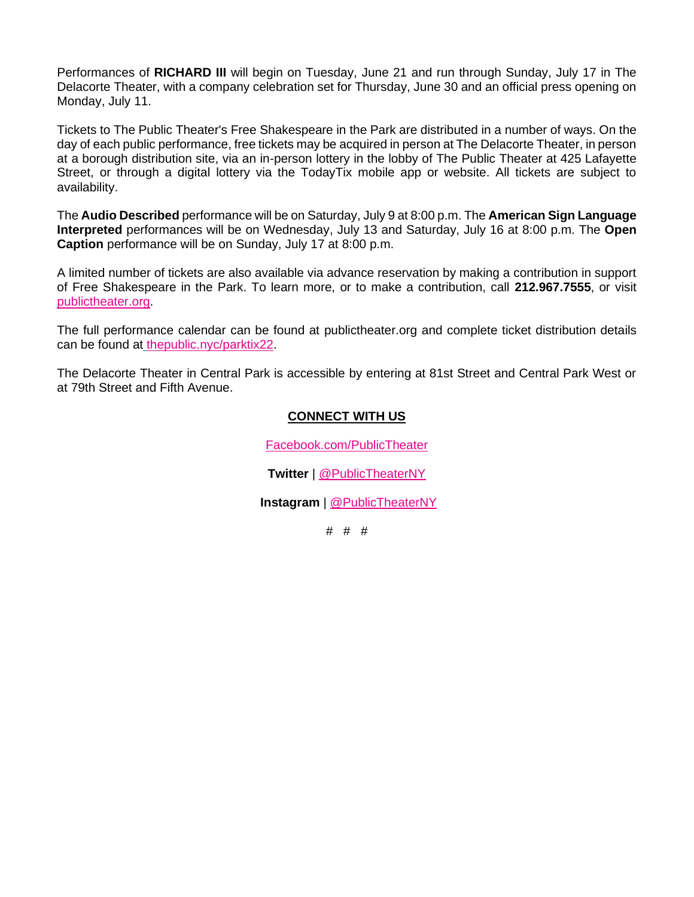Performances of **RICHARD III** will begin on Tuesday, June 21 and run through Sunday, July 17 in The Delacorte Theater, with a company celebration set for Thursday, June 30 and an official press opening on Monday, July 11.

Tickets to The Public Theater's Free Shakespeare in the Park are distributed in a number of ways. On the day of each public performance, free tickets may be acquired in person at The Delacorte Theater, in person at a borough distribution site, via an in-person lottery in the lobby of The Public Theater at 425 Lafayette Street, or through a digital lottery via the TodayTix mobile app or website. All tickets are subject to availability.

The **Audio Described** performance will be on Saturday, July 9 at 8:00 p.m. The **American Sign Language Interpreted** performances will be on Wednesday, July 13 and Saturday, July 16 at 8:00 p.m. The **Open Caption** performance will be on Sunday, July 17 at 8:00 p.m.

A limited number of tickets are also available via advance reservation by making a contribution in support of Free Shakespeare in the Park. To learn more, or to make a contribution, call **212.967.7555**, or visit publictheater.org.

The full performance calendar can be found at publictheater.org and complete ticket distribution details can be found at thepublic.nyc/parktix22.

The Delacorte Theater in Central Park is accessible by entering at 81st Street and Central Park West or at 79th Street and Fifth Avenue.

## CONNECT WITH US

Facebook.com/PublicTheater

**Twitter** | @PublicTheaterNY

**Instagram** | @PublicTheaterNY

# # #